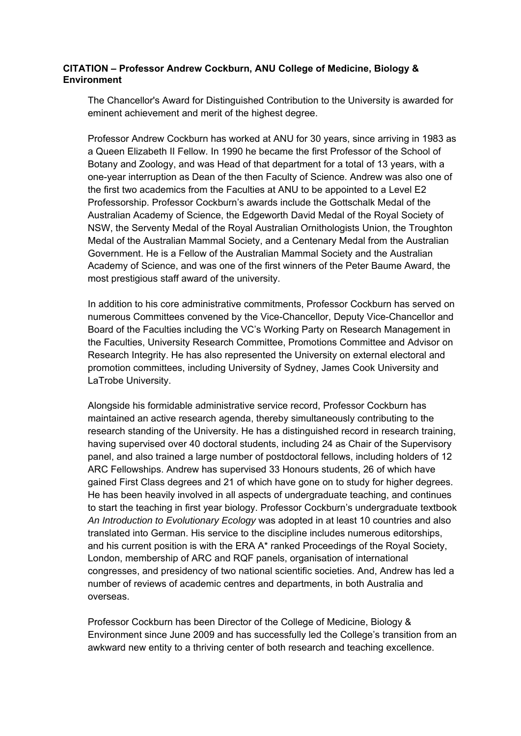**CITATION – Professor Andrew Cockburn, ANU College of Medicine, Biology & Environment**

The Chancellor's Award for Distinguished Contribution to the University is awarded for eminent achievement and merit of the highest degree.

Professor Andrew Cockburn has worked at ANU for 30 years, since arriving in 1983 as a Queen Elizabeth II Fellow. In 1990 he became the first Professor of the School of Botany and Zoology, and was Head of that department for a total of 13 years, with a one-year interruption as Dean of the then Faculty of Science. Andrew was also one of the first two academics from the Faculties at ANU to be appointed to a Level E2 Professorship. Professor Cockburn's awards include the Gottschalk Medal of the Australian Academy of Science, the Edgeworth David Medal of the Royal Society of NSW, the Serventy Medal of the Royal Australian Ornithologists Union, the Troughton Medal of the Australian Mammal Society, and a Centenary Medal from the Australian Government. He is a Fellow of the Australian Mammal Society and the Australian Academy of Science, and was one of the first winners of the Peter Baume Award, the most prestigious staff award of the university.

In addition to his core administrative commitments, Professor Cockburn has served on numerous Committees convened by the Vice-Chancellor, Deputy Vice-Chancellor and Board of the Faculties including the VC's Working Party on Research Management in the Faculties, University Research Committee, Promotions Committee and Advisor on Research Integrity. He has also represented the University on external electoral and promotion committees, including University of Sydney, James Cook University and LaTrobe University.

Alongside his formidable administrative service record, Professor Cockburn has maintained an active research agenda, thereby simultaneously contributing to the research standing of the University. He has a distinguished record in research training, having supervised over 40 doctoral students, including 24 as Chair of the Supervisory panel, and also trained a large number of postdoctoral fellows, including holders of 12 ARC Fellowships. Andrew has supervised 33 Honours students, 26 of which have gained First Class degrees and 21 of which have gone on to study for higher degrees. He has been heavily involved in all aspects of undergraduate teaching, and continues to start the teaching in first year biology. Professor Cockburn's undergraduate textbook *An Introduction to Evolutionary Ecology* was adopted in at least 10 countries and also translated into German. His service to the discipline includes numerous editorships, and his current position is with the ERA A* ranked Proceedings of the Royal Society, London, membership of ARC and RQF panels, organisation of international congresses, and presidency of two national scientific societies. And, Andrew has led a number of reviews of academic centres and departments, in both Australia and overseas.

Professor Cockburn has been Director of the College of Medicine, Biology & Environment since June 2009 and has successfully led the College's transition from an awkward new entity to a thriving center of both research and teaching excellence.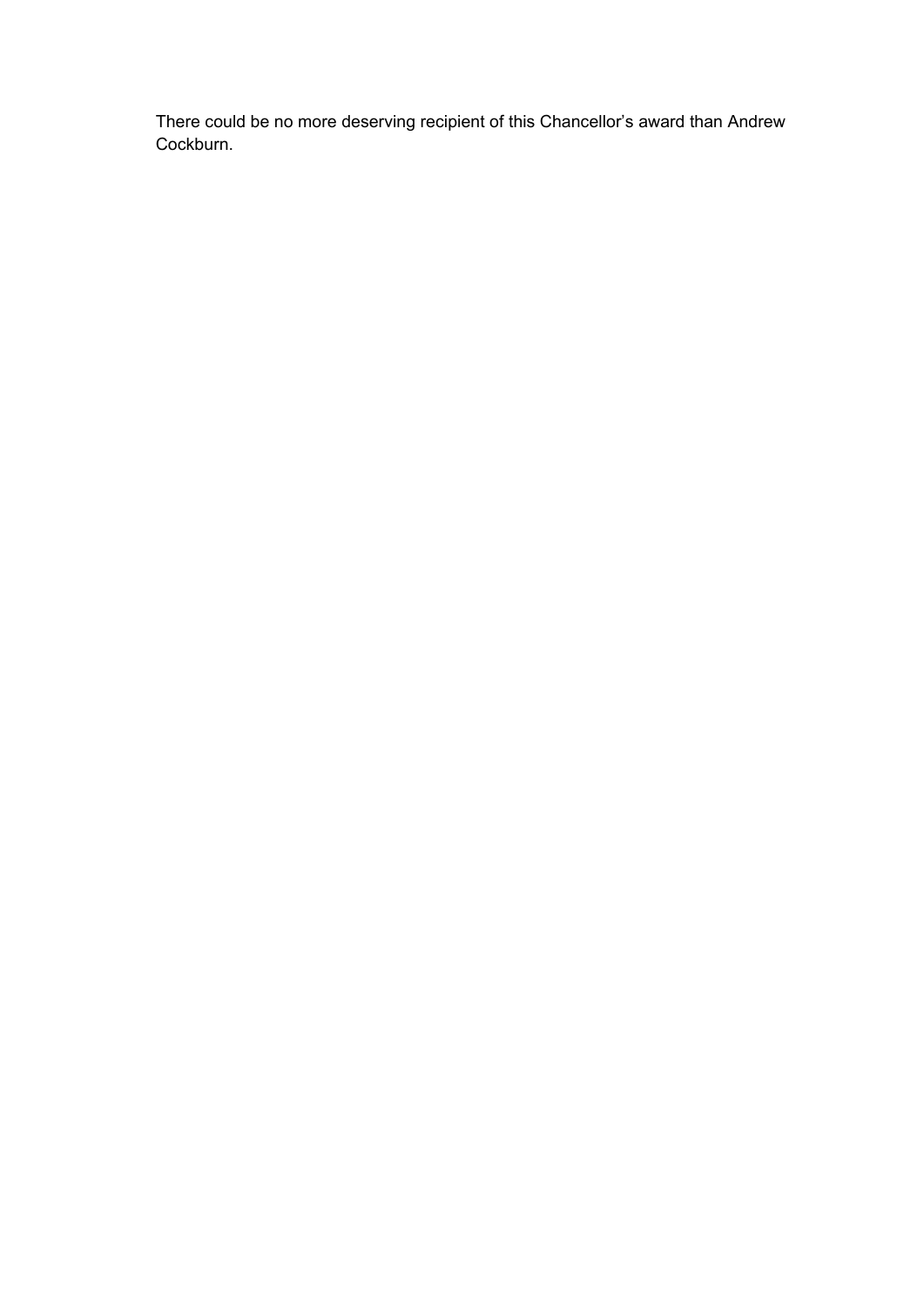There could be no more deserving recipient of this Chancellor’s award than Andrew Cockburn.